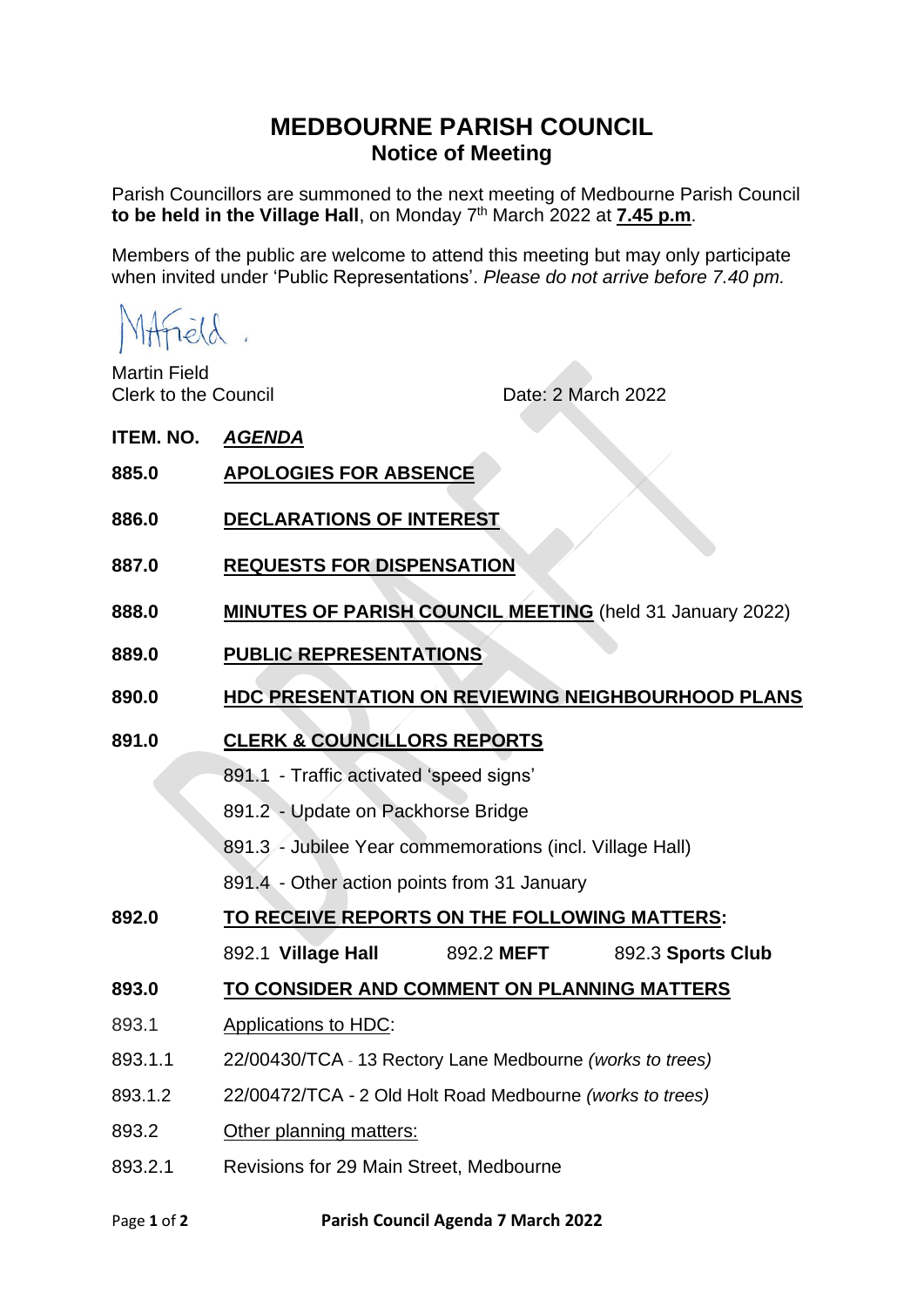# MEDBOURNE PARISH COUNCIL
## Notice of Meeting

Parish Councillors are summoned to the next meeting of Medbourne Parish Council **to be held in the Village Hall**, on Monday 7th March 2022 at **7.45 p.m**.

Members of the public are welcome to attend this meeting but may only participate when invited under 'Public Representations'. *Please do not arrive before 7.40 pm.*

Martin Field
Clerk to the Council

Date: 2 March 2022

**ITEM. NO.** ***AGENDA***

**885.0** **APOLOGIES FOR ABSENCE**

**886.0** **DECLARATIONS OF INTEREST**

**887.0** **REQUESTS FOR DISPENSATION**

**888.0** **MINUTES OF PARISH COUNCIL MEETING** (held 31 January 2022)

**889.0** **PUBLIC REPRESENTATIONS**

**890.0** **HDC PRESENTATION ON REVIEWING NEIGHBOURHOOD PLANS**

**891.0** **CLERK & COUNCILLORS REPORTS**

- 891.1 - Traffic activated 'speed signs'
- 891.2 - Update on Packhorse Bridge
- 891.3 - Jubilee Year commemorations (incl. Village Hall)
- 891.4 - Other action points from 31 January

**892.0** **TO RECEIVE REPORTS ON THE FOLLOWING MATTERS:**

892.1 **Village Hall** 892.2 **MEFT** 892.3 **Sports Club**

**893.0** **TO CONSIDER AND COMMENT ON PLANNING MATTERS**

893.1 Applications to HDC:

893.1.1 22/00430/TCA - 13 Rectory Lane Medbourne *(works to trees)*

893.1.2 22/00472/TCA - 2 Old Holt Road Medbourne *(works to trees)*

893.2 Other planning matters:

893.2.1 Revisions for 29 Main Street, Medbourne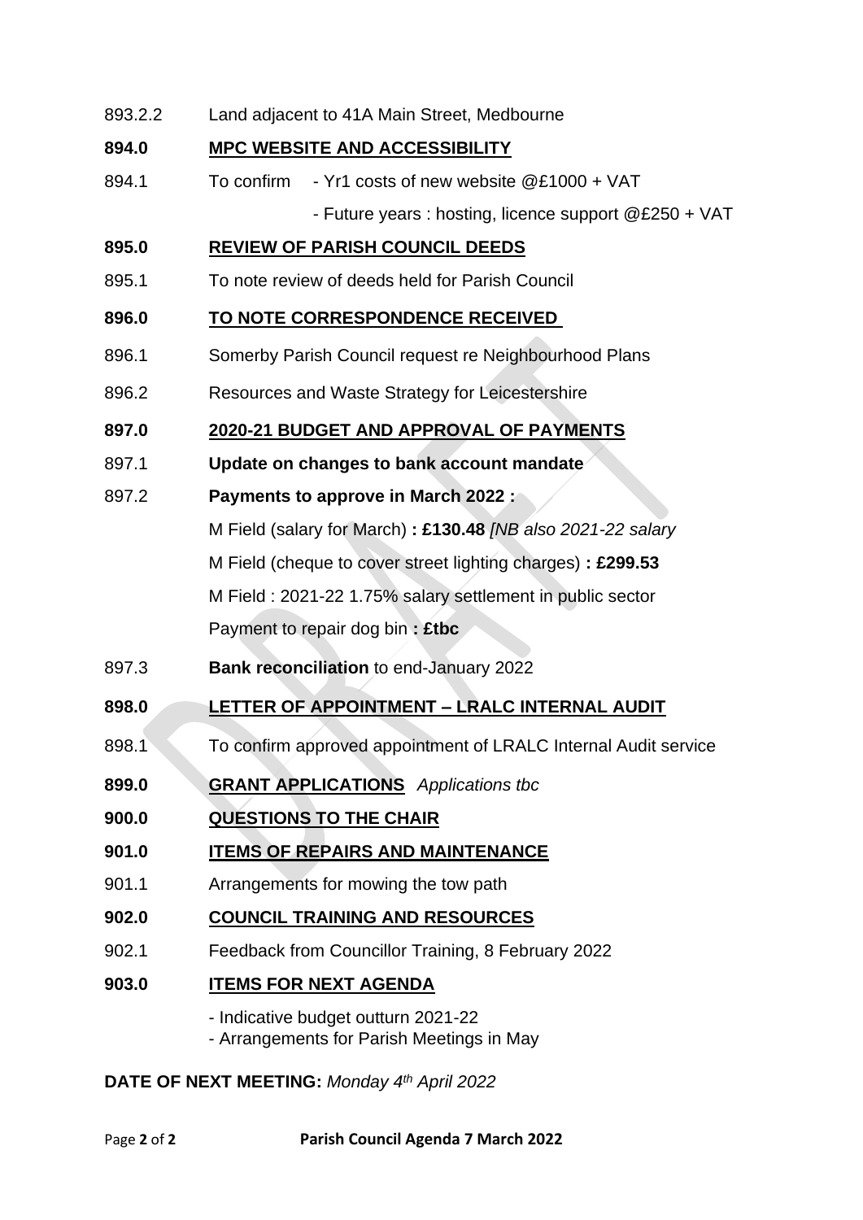893.2.2 Land adjacent to 41A Main Street, Medbourne

**894.0 MPC WEBSITE AND ACCESSIBILITY**

894.1 To confirm - Yr1 costs of new website @£1000 + VAT

- Future years : hosting, licence support @£250 + VAT

**895.0 REVIEW OF PARISH COUNCIL DEEDS**

895.1 To note review of deeds held for Parish Council

**896.0 TO NOTE CORRESPONDENCE RECEIVED**

896.1 Somerby Parish Council request re Neighbourhood Plans

896.2 Resources and Waste Strategy for Leicestershire

**897.0 2020-21 BUDGET AND APPROVAL OF PAYMENTS**

897.1 **Update on changes to bank account mandate**

897.2 **Payments to approve in March 2022 :**

M Field (salary for March) **: £130.48** *[NB also 2021-22 salary*

M Field (cheque to cover street lighting charges) **: £299.53**

M Field : 2021-22 1.75% salary settlement in public sector

Payment to repair dog bin **: £tbc**

897.3 **Bank reconciliation** to end-January 2022

**898.0 LETTER OF APPOINTMENT – LRALC INTERNAL AUDIT**

898.1 To confirm approved appointment of LRALC Internal Audit service

**899.0 GRANT APPLICATIONS** *Applications tbc*

**900.0 QUESTIONS TO THE CHAIR**

**901.0 ITEMS OF REPAIRS AND MAINTENANCE**

901.1 Arrangements for mowing the tow path

**902.0 COUNCIL TRAINING AND RESOURCES**

902.1 Feedback from Councillor Training, 8 February 2022

**903.0 ITEMS FOR NEXT AGENDA**

- Indicative budget outturn 2021-22
- Arrangements for Parish Meetings in May

**DATE OF NEXT MEETING:** *Monday 4th April 2022*